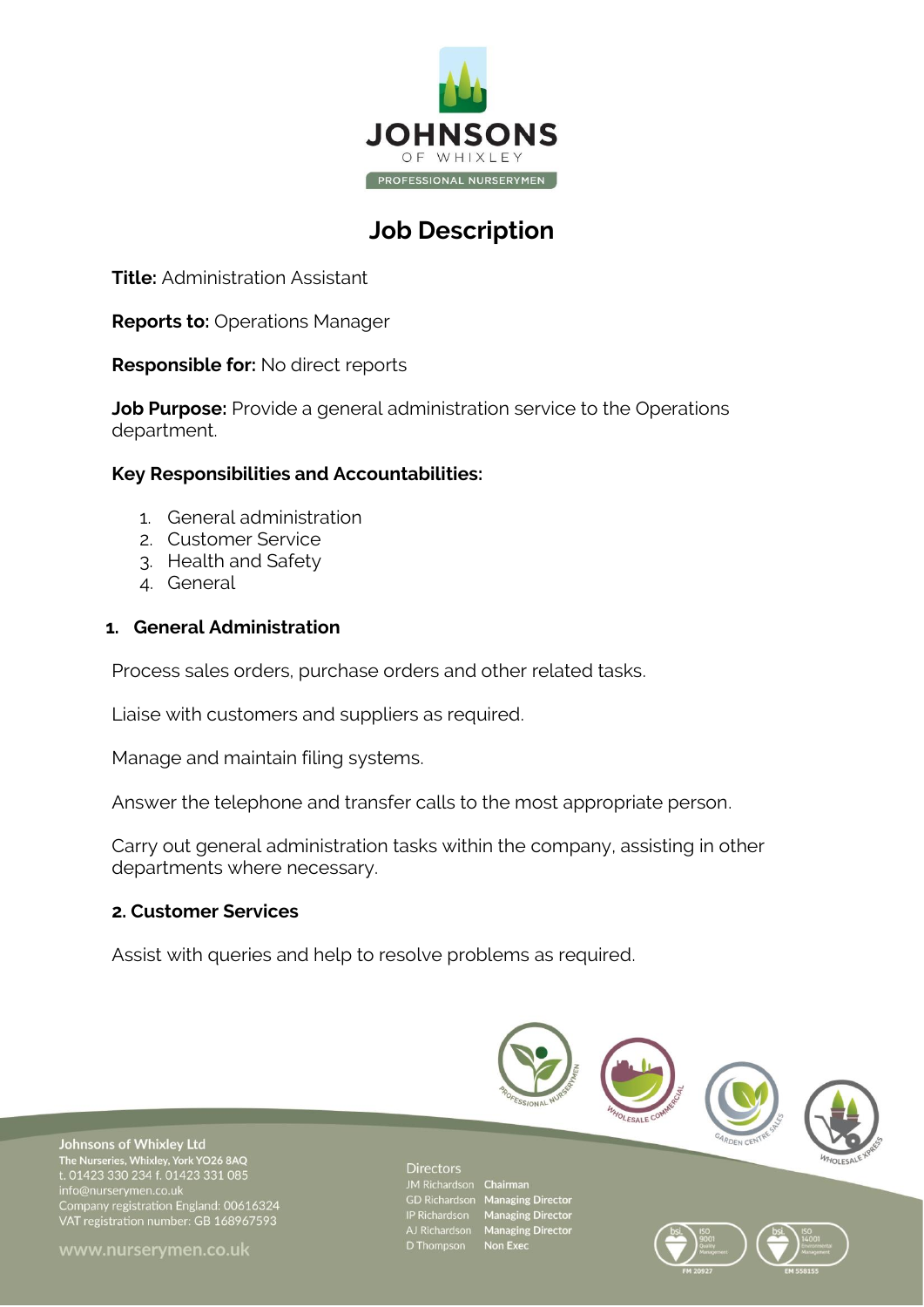# Job Description

**Title:** Administration Assistant

**Reports to:** Operations Manager

**Responsible for:** No direct reports

**Job Purpose:** Provide a general administration service to the Operations department.

**Key Responsibilities and Accountabilities:**

1. General administration
2. Customer Service
3. Health and Safety
4. General

## 1. General Administration

Process sales orders, purchase orders and other related tasks.

Liaise with customers and suppliers as required.

Manage and maintain filing systems.

Answer the telephone and transfer calls to the most appropriate person.

Carry out general administration tasks within the company, assisting in other departments where necessary.

## 2. Customer Services

Assist with queries and help to resolve problems as required.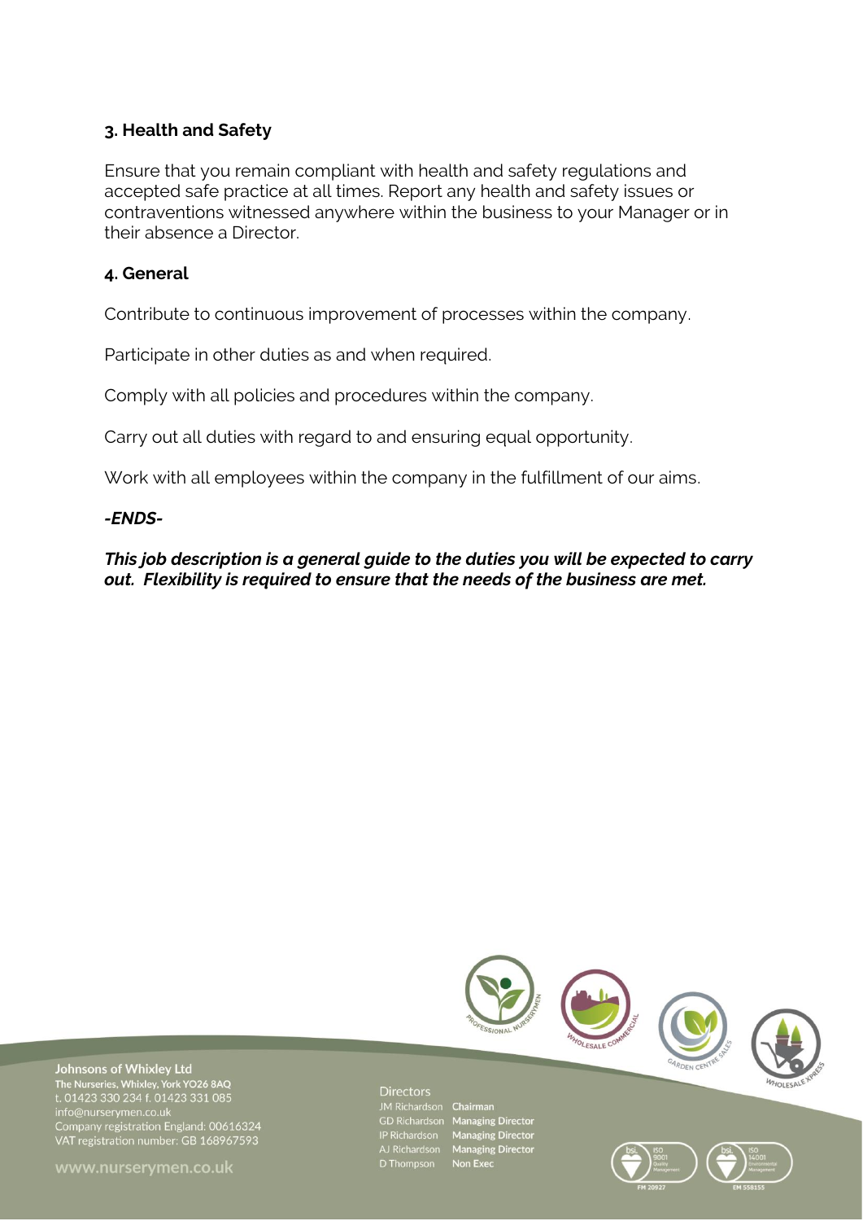### 3. Health and Safety

Ensure that you remain compliant with health and safety regulations and accepted safe practice at all times. Report any health and safety issues or contraventions witnessed anywhere within the business to your Manager or in their absence a Director.

### 4. General

Contribute to continuous improvement of processes within the company.

Participate in other duties as and when required.

Comply with all policies and procedures within the company.

Carry out all duties with regard to and ensuring equal opportunity.

Work with all employees within the company in the fulfillment of our aims.

***-ENDS-***

***This job description is a general guide to the duties you will be expected to carry out. Flexibility is required to ensure that the needs of the business are met.***